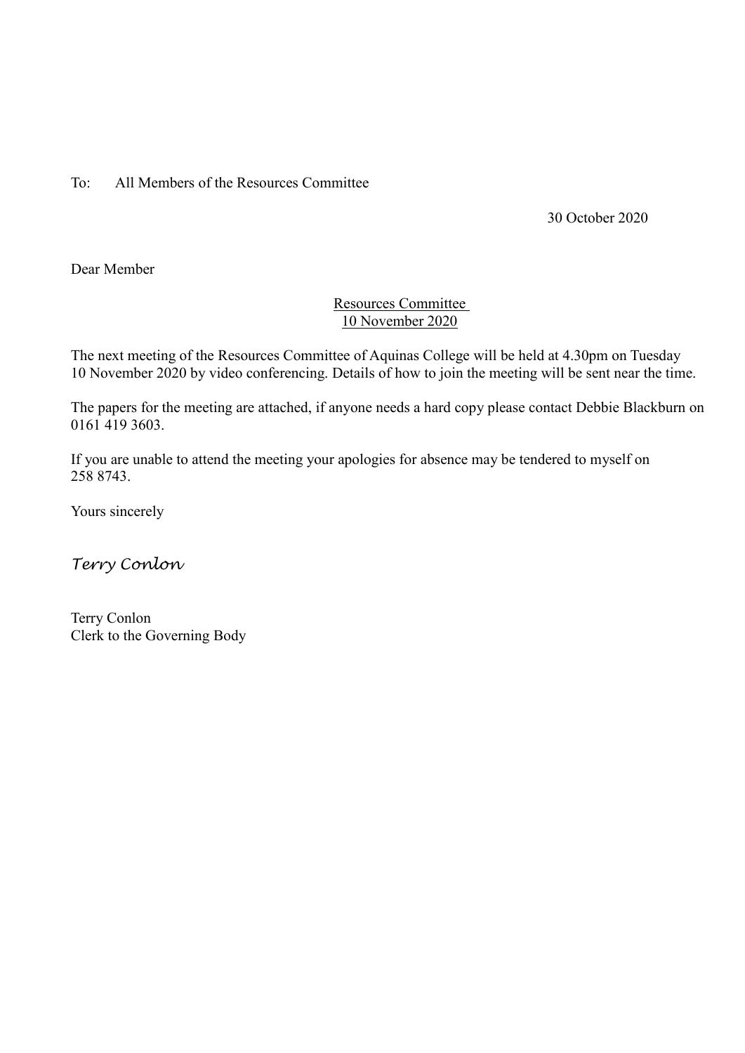To: All Members of the Resources Committee

30 October 2020

Dear Member

<u>Resources Committee</u>
<u>10 November 2020</u>

The next meeting of the Resources Committee of Aquinas College will be held at 4.30pm on Tuesday 10 November 2020 by video conferencing. Details of how to join the meeting will be sent near the time.

The papers for the meeting are attached, if anyone needs a hard copy please contact Debbie Blackburn on 0161 419 3603.

If you are unable to attend the meeting your apologies for absence may be tendered to myself on 258 8743.

Yours sincerely

*Terry Conlon*

Terry Conlon
Clerk to the Governing Body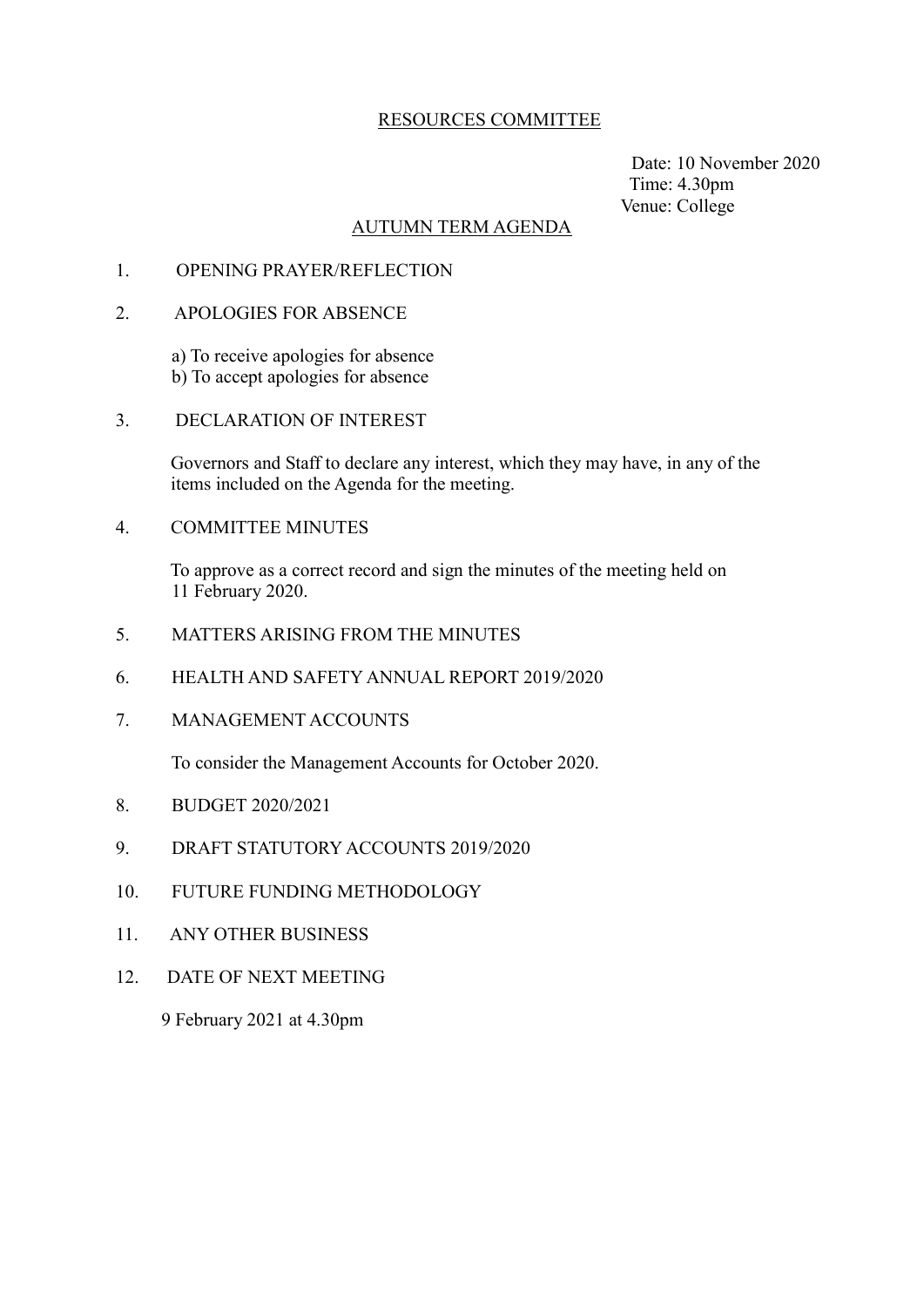# RESOURCES COMMITTEE

Date: 10 November 2020
Time: 4.30pm
Venue: College

## AUTUMN TERM AGENDA

1. OPENING PRAYER/REFLECTION

2. APOLOGIES FOR ABSENCE

   a) To receive apologies for absence
   b) To accept apologies for absence

3. DECLARATION OF INTEREST

   Governors and Staff to declare any interest, which they may have, in any of the items included on the Agenda for the meeting.

4. COMMITTEE MINUTES

   To approve as a correct record and sign the minutes of the meeting held on 11 February 2020.

5. MATTERS ARISING FROM THE MINUTES

6. HEALTH AND SAFETY ANNUAL REPORT 2019/2020

7. MANAGEMENT ACCOUNTS

   To consider the Management Accounts for October 2020.

8. BUDGET 2020/2021

9. DRAFT STATUTORY ACCOUNTS 2019/2020

10. FUTURE FUNDING METHODOLOGY

11. ANY OTHER BUSINESS

12. DATE OF NEXT MEETING

    9 February 2021 at 4.30pm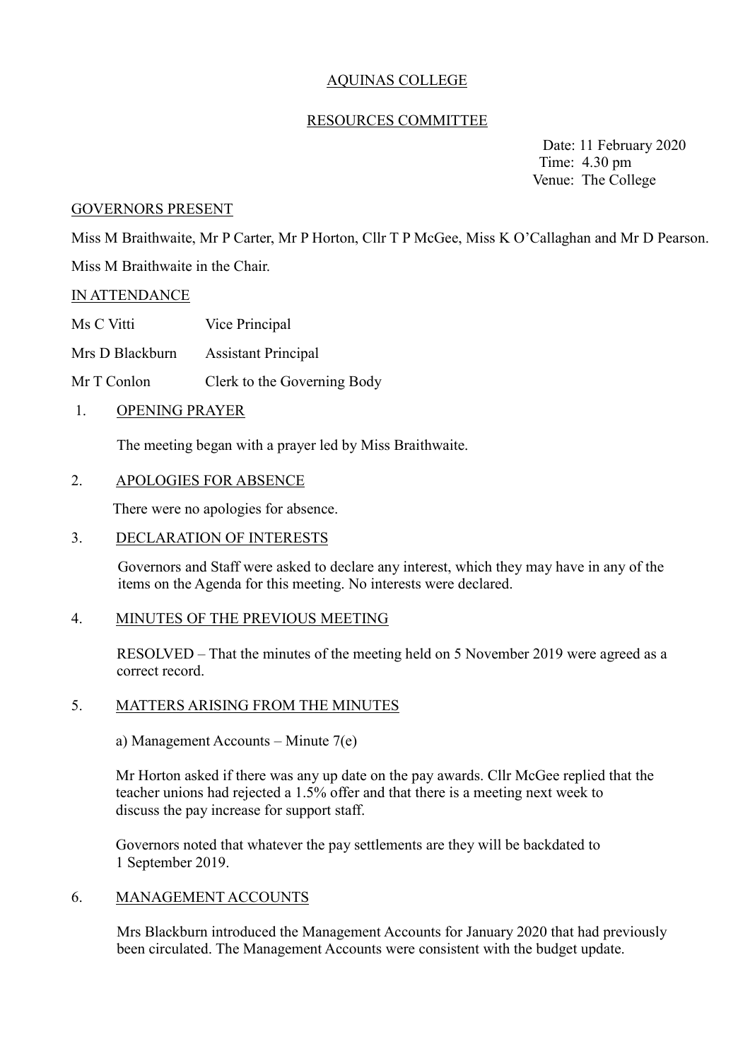AQUINAS COLLEGE

RESOURCES COMMITTEE

Date: 11 February 2020
Time: 4.30 pm
Venue: The College

GOVERNORS PRESENT

Miss M Braithwaite, Mr P Carter, Mr P Horton, Cllr T P McGee, Miss K O'Callaghan and Mr D Pearson.

Miss M Braithwaite in the Chair.

IN ATTENDANCE

| | |
|---|---|
| Ms C Vitti | Vice Principal |
| Mrs D Blackburn | Assistant Principal |
| Mr T Conlon | Clerk to the Governing Body |

1. OPENING PRAYER

   The meeting began with a prayer led by Miss Braithwaite.

2. APOLOGIES FOR ABSENCE

   There were no apologies for absence.

3. DECLARATION OF INTERESTS

   Governors and Staff were asked to declare any interest, which they may have in any of the items on the Agenda for this meeting. No interests were declared.

4. MINUTES OF THE PREVIOUS MEETING

   RESOLVED – That the minutes of the meeting held on 5 November 2019 were agreed as a correct record.

5. MATTERS ARISING FROM THE MINUTES

   a) Management Accounts – Minute 7(e)

   Mr Horton asked if there was any up date on the pay awards. Cllr McGee replied that the teacher unions had rejected a 1.5% offer and that there is a meeting next week to discuss the pay increase for support staff.

   Governors noted that whatever the pay settlements are they will be backdated to 1 September 2019.

6. MANAGEMENT ACCOUNTS

   Mrs Blackburn introduced the Management Accounts for January 2020 that had previously been circulated. The Management Accounts were consistent with the budget update.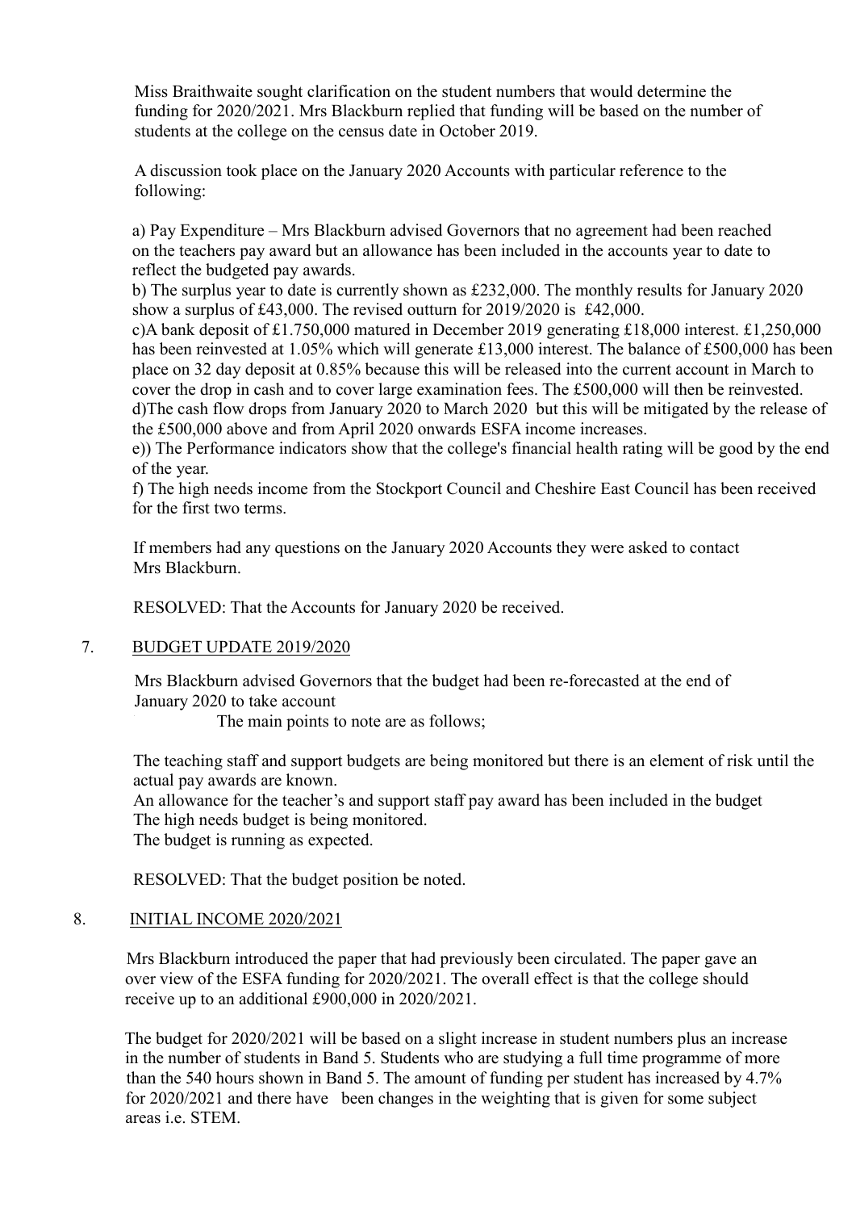Miss Braithwaite sought clarification on the student numbers that would determine the funding for 2020/2021. Mrs Blackburn replied that funding will be based on the number of students at the college on the census date in October 2019.

A discussion took place on the January 2020 Accounts with particular reference to the following:

a) Pay Expenditure – Mrs Blackburn advised Governors that no agreement had been reached on the teachers pay award but an allowance has been included in the accounts year to date to reflect the budgeted pay awards.
b) The surplus year to date is currently shown as £232,000. The monthly results for January 2020 show a surplus of £43,000. The revised outturn for 2019/2020 is £42,000.
c)A bank deposit of £1.750,000 matured in December 2019 generating £18,000 interest. £1,250,000 has been reinvested at 1.05% which will generate £13,000 interest. The balance of £500,000 has been place on 32 day deposit at 0.85% because this will be released into the current account in March to cover the drop in cash and to cover large examination fees. The £500,000 will then be reinvested.
d)The cash flow drops from January 2020 to March 2020 but this will be mitigated by the release of the £500,000 above and from April 2020 onwards ESFA income increases.
e)) The Performance indicators show that the college's financial health rating will be good by the end of the year.
f) The high needs income from the Stockport Council and Cheshire East Council has been received for the first two terms.

If members had any questions on the January 2020 Accounts they were asked to contact Mrs Blackburn.

RESOLVED: That the Accounts for January 2020 be received.

7. BUDGET UPDATE 2019/2020

Mrs Blackburn advised Governors that the budget had been re-forecasted at the end of January 2020 to take account

The main points to note are as follows;

The teaching staff and support budgets are being monitored but there is an element of risk until the actual pay awards are known.
An allowance for the teacher's and support staff pay award has been included in the budget
The high needs budget is being monitored.
The budget is running as expected.

RESOLVED: That the budget position be noted.

8. INITIAL INCOME 2020/2021

Mrs Blackburn introduced the paper that had previously been circulated. The paper gave an over view of the ESFA funding for 2020/2021. The overall effect is that the college should receive up to an additional £900,000 in 2020/2021.

The budget for 2020/2021 will be based on a slight increase in student numbers plus an increase in the number of students in Band 5. Students who are studying a full time programme of more than the 540 hours shown in Band 5. The amount of funding per student has increased by 4.7% for 2020/2021 and there have been changes in the weighting that is given for some subject areas i.e. STEM.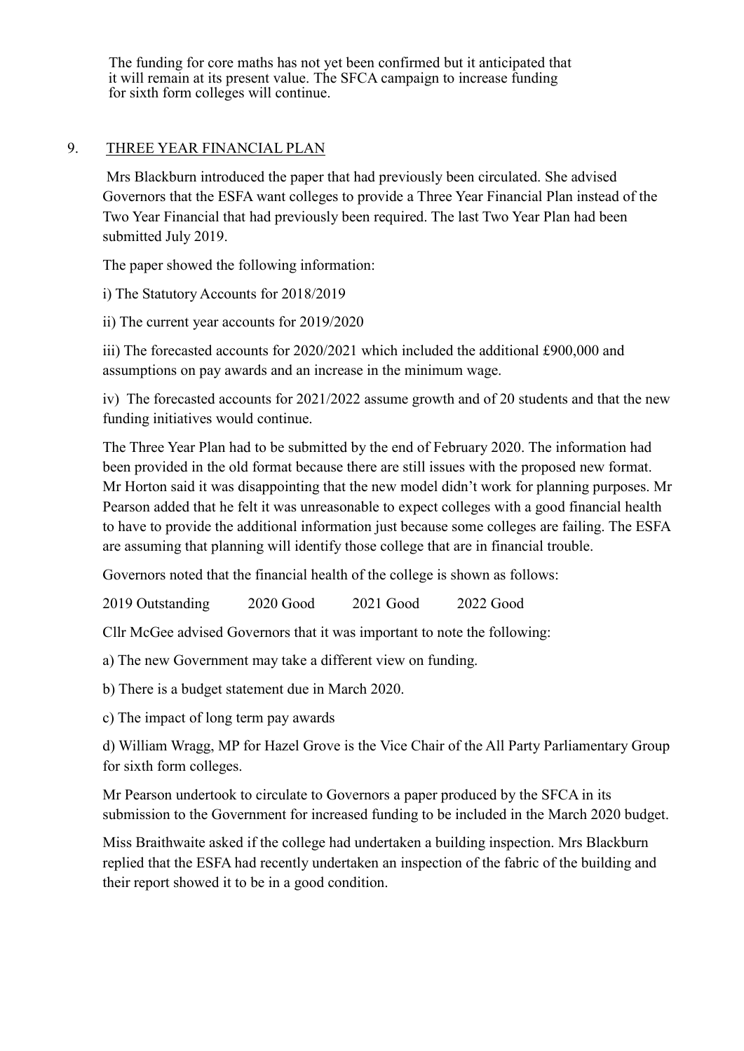The funding for core maths has not yet been confirmed but it anticipated that it will remain at its present value. The SFCA campaign to increase funding for sixth form colleges will continue.

## 9. THREE YEAR FINANCIAL PLAN

Mrs Blackburn introduced the paper that had previously been circulated. She advised Governors that the ESFA want colleges to provide a Three Year Financial Plan instead of the Two Year Financial that had previously been required. The last Two Year Plan had been submitted July 2019.

The paper showed the following information:

i) The Statutory Accounts for 2018/2019

ii) The current year accounts for 2019/2020

iii) The forecasted accounts for 2020/2021 which included the additional £900,000 and assumptions on pay awards and an increase in the minimum wage.

iv) The forecasted accounts for 2021/2022 assume growth and of 20 students and that the new funding initiatives would continue.

The Three Year Plan had to be submitted by the end of February 2020. The information had been provided in the old format because there are still issues with the proposed new format. Mr Horton said it was disappointing that the new model didn't work for planning purposes. Mr Pearson added that he felt it was unreasonable to expect colleges with a good financial health to have to provide the additional information just because some colleges are failing. The ESFA are assuming that planning will identify those college that are in financial trouble.

Governors noted that the financial health of the college is shown as follows:

2019 Outstanding 2020 Good 2021 Good 2022 Good

Cllr McGee advised Governors that it was important to note the following:

a) The new Government may take a different view on funding.

b) There is a budget statement due in March 2020.

c) The impact of long term pay awards

d) William Wragg, MP for Hazel Grove is the Vice Chair of the All Party Parliamentary Group for sixth form colleges.

Mr Pearson undertook to circulate to Governors a paper produced by the SFCA in its submission to the Government for increased funding to be included in the March 2020 budget.

Miss Braithwaite asked if the college had undertaken a building inspection. Mrs Blackburn replied that the ESFA had recently undertaken an inspection of the fabric of the building and their report showed it to be in a good condition.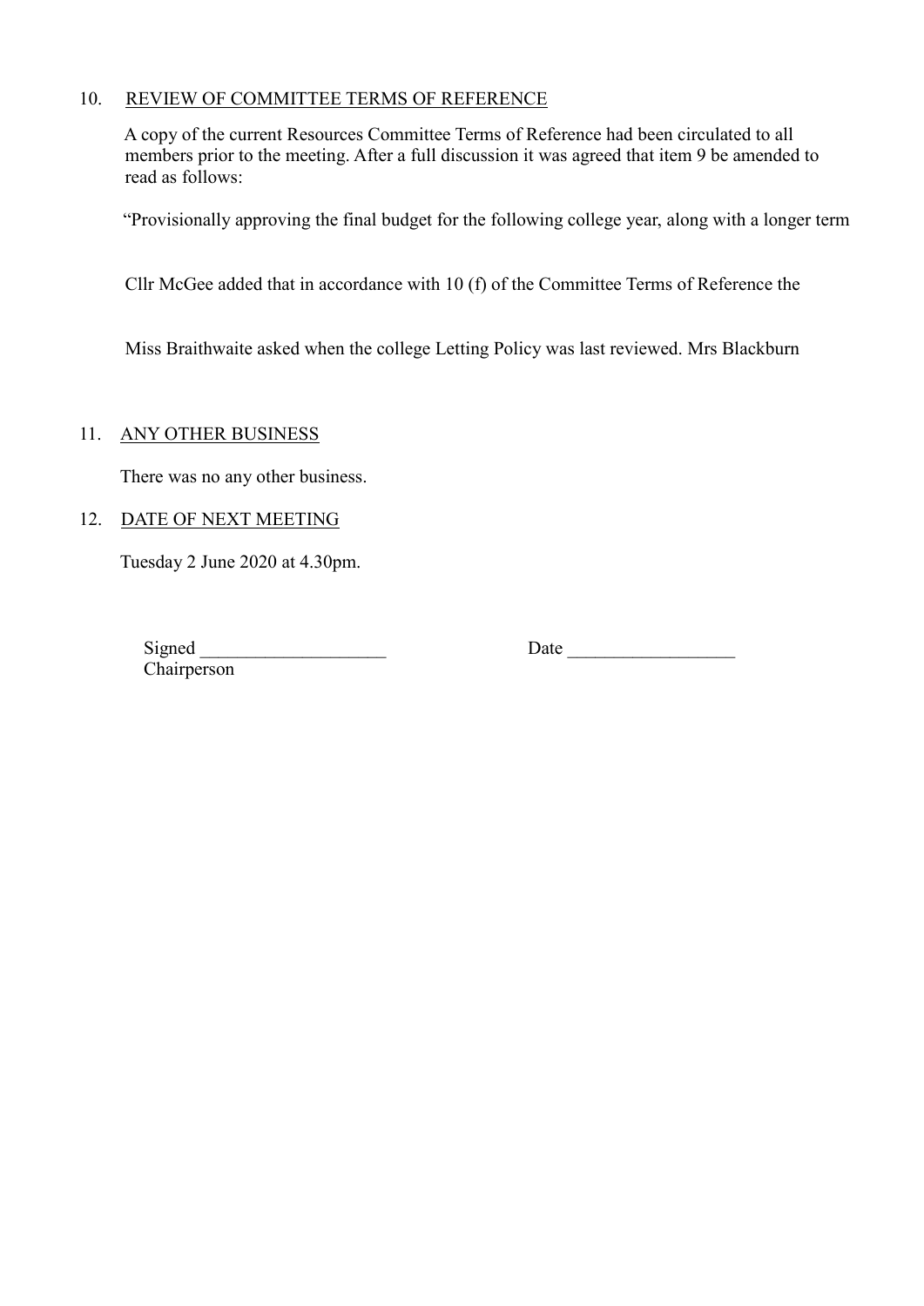10. <u>REVIEW OF COMMITTEE TERMS OF REFERENCE</u>

A copy of the current Resources Committee Terms of Reference had been circulated to all members prior to the meeting. After a full discussion it was agreed that item 9 be amended to read as follows:

"Provisionally approving the final budget for the following college year, along with a longer term

Cllr McGee added that in accordance with 10 (f) of the Committee Terms of Reference the

Miss Braithwaite asked when the college Letting Policy was last reviewed. Mrs Blackburn

11. <u>ANY OTHER BUSINESS</u>

There was no any other business.

12. <u>DATE OF NEXT MEETING</u>

Tuesday 2 June 2020 at 4.30pm.

Signed ____________________ Date __________________

Chairperson